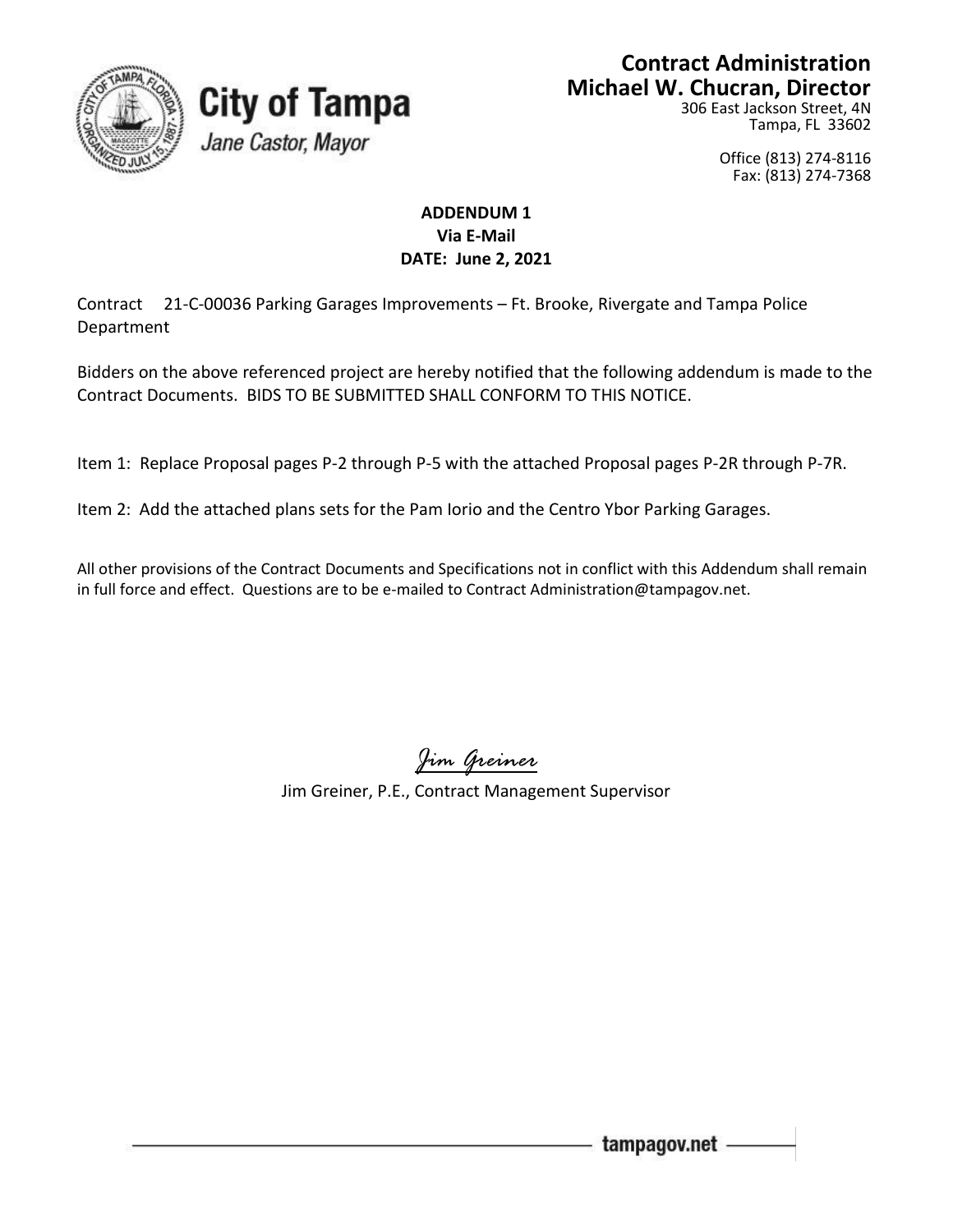**City of Tampa**
*Jane Castor, Mayor*

**Contract Administration**
**Michael W. Chucran, Director**
306 East Jackson Street, 4N
Tampa, FL 33602

Office (813) 274-8116
Fax: (813) 274-7368

**ADDENDUM 1**
**Via E-Mail**
**DATE: June 2, 2021**

Contract 21-C-00036 Parking Garages Improvements – Ft. Brooke, Rivergate and Tampa Police Department

Bidders on the above referenced project are hereby notified that the following addendum is made to the Contract Documents. BIDS TO BE SUBMITTED SHALL CONFORM TO THIS NOTICE.

Item 1: Replace Proposal pages P-2 through P-5 with the attached Proposal pages P-2R through P-7R.

Item 2: Add the attached plans sets for the Pam Iorio and the Centro Ybor Parking Garages.

All other provisions of the Contract Documents and Specifications not in conflict with this Addendum shall remain in full force and effect. Questions are to be e-mailed to Contract Administration@tampagov.net.

*Jim Greiner*

Jim Greiner, P.E., Contract Management Supervisor

tampagov.net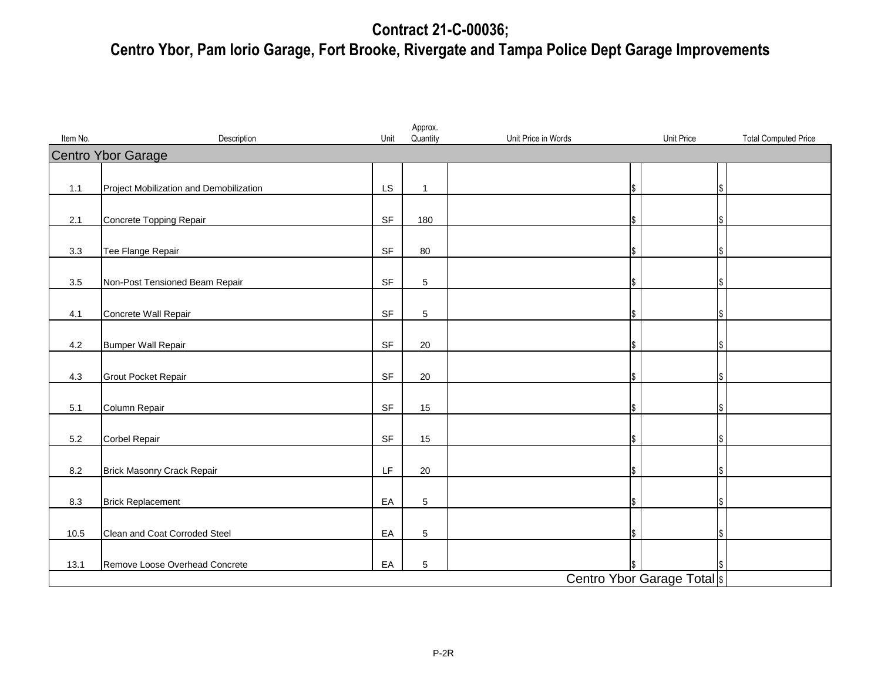# Contract 21-C-00036;
# Centro Ybor, Pam Iorio Garage, Fort Brooke, Rivergate and Tampa Police Dept Garage Improvements

| Item No. | Description | Unit | Approx. Quantity | Unit Price in Words | Unit Price | Total Computed Price |
|---|---|---|---|---|---|---|
| **Centro Ybor Garage** | | | | | | |
| 1.1 | Project Mobilization and Demobilization | LS | 1 | | $ | $ |
| 2.1 | Concrete Topping Repair | SF | 180 | | $ | $ |
| 3.3 | Tee Flange Repair | SF | 80 | | $ | $ |
| 3.5 | Non-Post Tensioned Beam Repair | SF | 5 | | $ | $ |
| 4.1 | Concrete Wall Repair | SF | 5 | | $ | $ |
| 4.2 | Bumper Wall Repair | SF | 20 | | $ | $ |
| 4.3 | Grout Pocket Repair | SF | 20 | | $ | $ |
| 5.1 | Column Repair | SF | 15 | | $ | $ |
| 5.2 | Corbel Repair | SF | 15 | | $ | $ |
| 8.2 | Brick Masonry Crack Repair | LF | 20 | | $ | $ |
| 8.3 | Brick Replacement | EA | 5 | | $ | $ |
| 10.5 | Clean and Coat Corroded Steel | EA | 5 | | $ | $ |
| 13.1 | Remove Loose Overhead Concrete | EA | 5 | | $ | $ |
| | | | | | Centro Ybor Garage Total | $ |

P-2R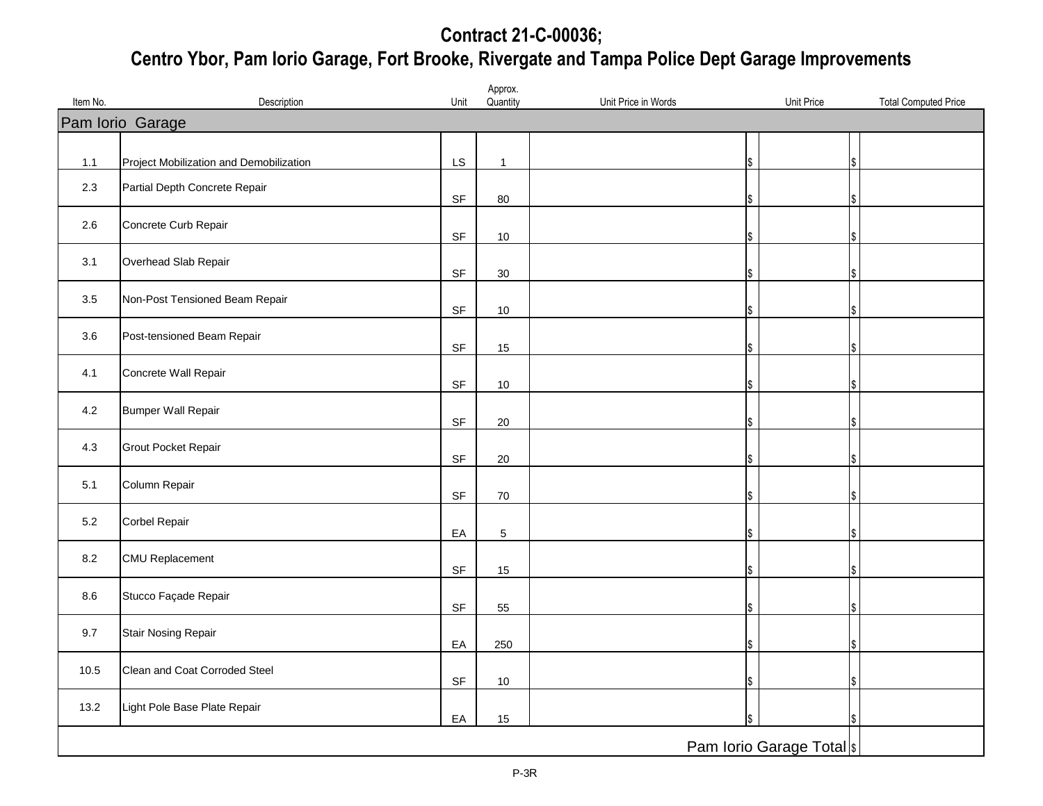# Contract 21-C-00036;
# Centro Ybor, Pam Iorio Garage, Fort Brooke, Rivergate and Tampa Police Dept Garage Improvements

| Item No. | Description | Unit | Approx. Quantity | Unit Price in Words | Unit Price | Total Computed Price |
|---|---|---|---|---|---|---|
| **Pam Iorio Garage** | | | | | | |
| 1.1 | Project Mobilization and Demobilization | LS | 1 | | $ | $ |
| 2.3 | Partial Depth Concrete Repair | SF | 80 | | $ | $ |
| 2.6 | Concrete Curb Repair | SF | 10 | | $ | $ |
| 3.1 | Overhead Slab Repair | SF | 30 | | $ | $ |
| 3.5 | Non-Post Tensioned Beam Repair | SF | 10 | | $ | $ |
| 3.6 | Post-tensioned Beam Repair | SF | 15 | | $ | $ |
| 4.1 | Concrete Wall Repair | SF | 10 | | $ | $ |
| 4.2 | Bumper Wall Repair | SF | 20 | | $ | $ |
| 4.3 | Grout Pocket Repair | SF | 20 | | $ | $ |
| 5.1 | Column Repair | SF | 70 | | $ | $ |
| 5.2 | Corbel Repair | EA | 5 | | $ | $ |
| 8.2 | CMU Replacement | SF | 15 | | $ | $ |
| 8.6 | Stucco Façade Repair | SF | 55 | | $ | $ |
| 9.7 | Stair Nosing Repair | EA | 250 | | $ | $ |
| 10.5 | Clean and Coat Corroded Steel | SF | 10 | | $ | $ |
| 13.2 | Light Pole Base Plate Repair | EA | 15 | | $ | $ |
| | | | | | Pam Iorio Garage Total | $ |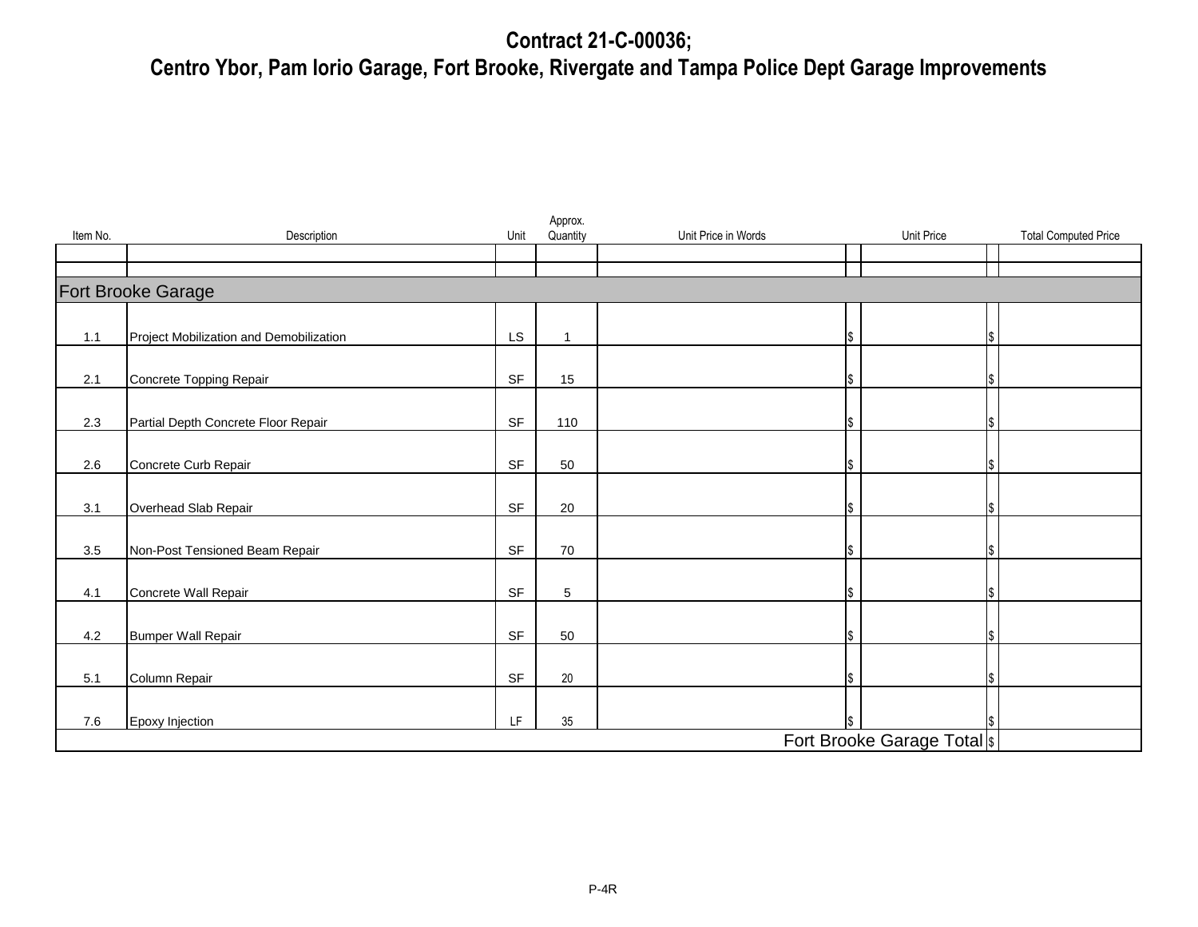# Contract 21-C-00036;
# Centro Ybor, Pam Iorio Garage, Fort Brooke, Rivergate and Tampa Police Dept Garage Improvements

| Item No. | Description | Unit | Approx. Quantity | Unit Price in Words | Unit Price | Total Computed Price |
|---|---|---|---|---|---|---|
| | | | | | | |
| | | | | | | |
| **Fort Brooke Garage** | | | | | | |
| 1.1 | Project Mobilization and Demobilization | LS | 1 | | $ | $ |
| 2.1 | Concrete Topping Repair | SF | 15 | | $ | $ |
| 2.3 | Partial Depth Concrete Floor Repair | SF | 110 | | $ | $ |
| 2.6 | Concrete Curb Repair | SF | 50 | | $ | $ |
| 3.1 | Overhead Slab Repair | SF | 20 | | $ | $ |
| 3.5 | Non-Post Tensioned Beam Repair | SF | 70 | | $ | $ |
| 4.1 | Concrete Wall Repair | SF | 5 | | $ | $ |
| 4.2 | Bumper Wall Repair | SF | 50 | | $ | $ |
| 5.1 | Column Repair | SF | 20 | | $ | $ |
| 7.6 | Epoxy Injection | LF | 35 | | $ | $ |
| | | | | | Fort Brooke Garage Total | $ |

P-4R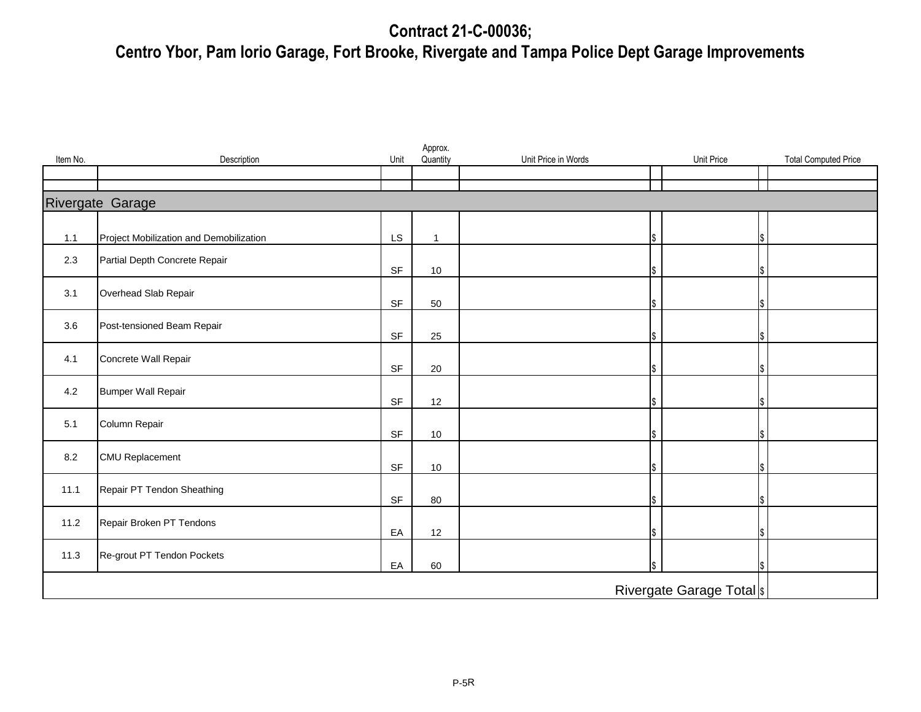# Contract 21-C-00036;
# Centro Ybor, Pam Iorio Garage, Fort Brooke, Rivergate and Tampa Police Dept Garage Improvements

| Item No. | Description | Unit | Approx. Quantity | Unit Price in Words | Unit Price | Total Computed Price |
|---|---|---|---|---|---|---|
| | | | | | | |
| | | | | | | |
| **Rivergate Garage** | | | | | | |
| 1.1 | Project Mobilization and Demobilization | LS | 1 | | $ | $ |
| 2.3 | Partial Depth Concrete Repair | SF | 10 | | $ | $ |
| 3.1 | Overhead Slab Repair | SF | 50 | | $ | $ |
| 3.6 | Post-tensioned Beam Repair | SF | 25 | | $ | $ |
| 4.1 | Concrete Wall Repair | SF | 20 | | $ | $ |
| 4.2 | Bumper Wall Repair | SF | 12 | | $ | $ |
| 5.1 | Column Repair | SF | 10 | | $ | $ |
| 8.2 | CMU Replacement | SF | 10 | | $ | $ |
| 11.1 | Repair PT Tendon Sheathing | SF | 80 | | $ | $ |
| 11.2 | Repair Broken PT Tendons | EA | 12 | | $ | $ |
| 11.3 | Re-grout PT Tendon Pockets | EA | 60 | | $ | $ |
| | | | | | Rivergate Garage Total | $ |

P-5R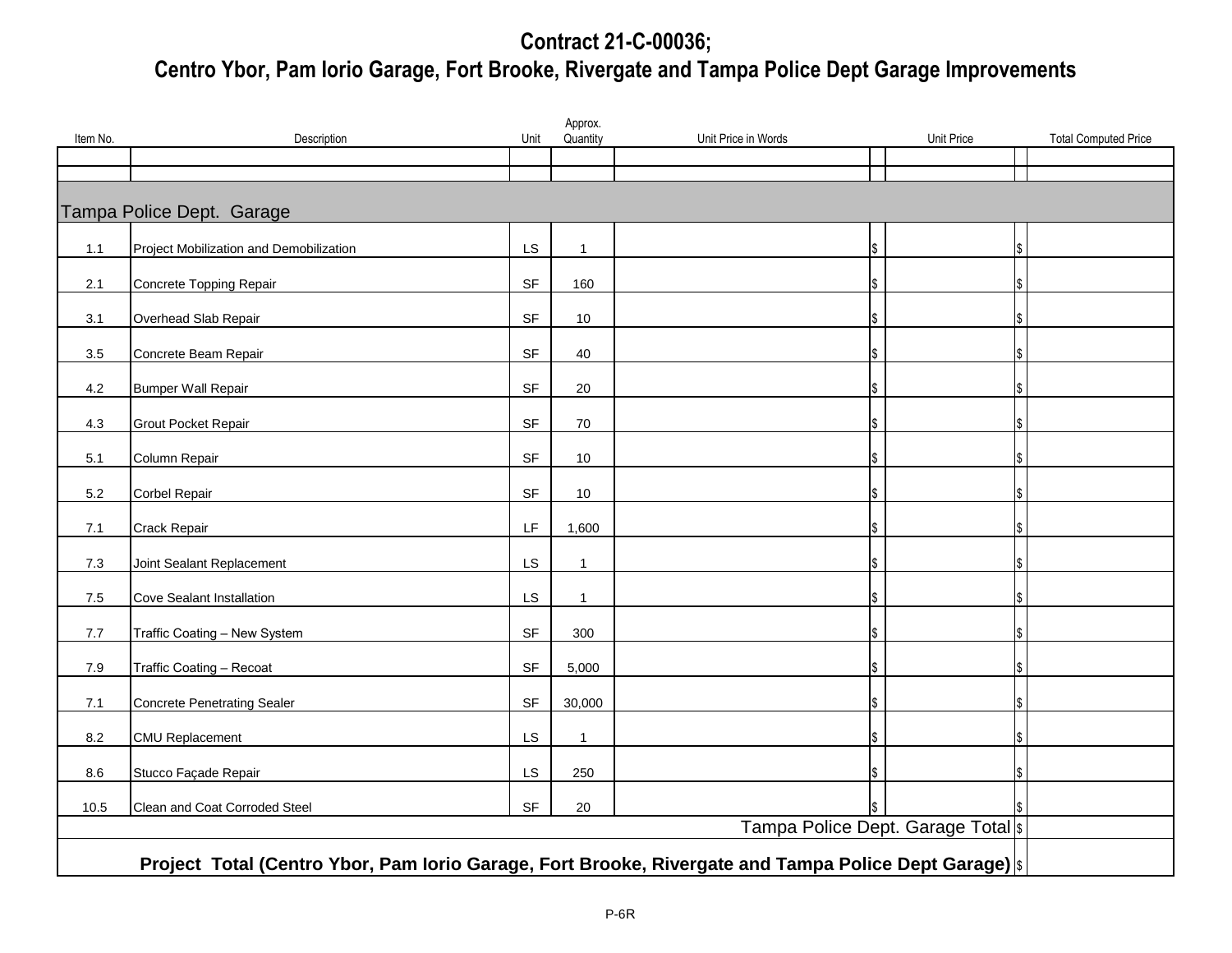# Contract 21-C-00036;
# Centro Ybor, Pam Iorio Garage, Fort Brooke, Rivergate and Tampa Police Dept Garage Improvements

| Item No. | Description | Unit | Approx. Quantity | Unit Price in Words | Unit Price | Total Computed Price |
|---|---|---|---|---|---|---|
| | | | | | | |
| | | | | | | |
| **Tampa Police Dept. Garage** | | | | | | |
| 1.1 | Project Mobilization and Demobilization | LS | 1 | | $ | $ |
| 2.1 | Concrete Topping Repair | SF | 160 | | $ | $ |
| 3.1 | Overhead Slab Repair | SF | 10 | | $ | $ |
| 3.5 | Concrete Beam Repair | SF | 40 | | $ | $ |
| 4.2 | Bumper Wall Repair | SF | 20 | | $ | $ |
| 4.3 | Grout Pocket Repair | SF | 70 | | $ | $ |
| 5.1 | Column Repair | SF | 10 | | $ | $ |
| 5.2 | Corbel Repair | SF | 10 | | $ | $ |
| 7.1 | Crack Repair | LF | 1,600 | | $ | $ |
| 7.3 | Joint Sealant Replacement | LS | 1 | | $ | $ |
| 7.5 | Cove Sealant Installation | LS | 1 | | $ | $ |
| 7.7 | Traffic Coating – New System | SF | 300 | | $ | $ |
| 7.9 | Traffic Coating – Recoat | SF | 5,000 | | $ | $ |
| 7.1 | Concrete Penetrating Sealer | SF | 30,000 | | $ | $ |
| 8.2 | CMU Replacement | LS | 1 | | $ | $ |
| 8.6 | Stucco Façade Repair | LS | 250 | | $ | $ |
| 10.5 | Clean and Coat Corroded Steel | SF | 20 | | $ | $ |
| | | | | | Tampa Police Dept. Garage Total | $ |
| | **Project Total (Centro Ybor, Pam Iorio Garage, Fort Brooke, Rivergate and Tampa Police Dept Garage)** | | | | | $ |

P-6R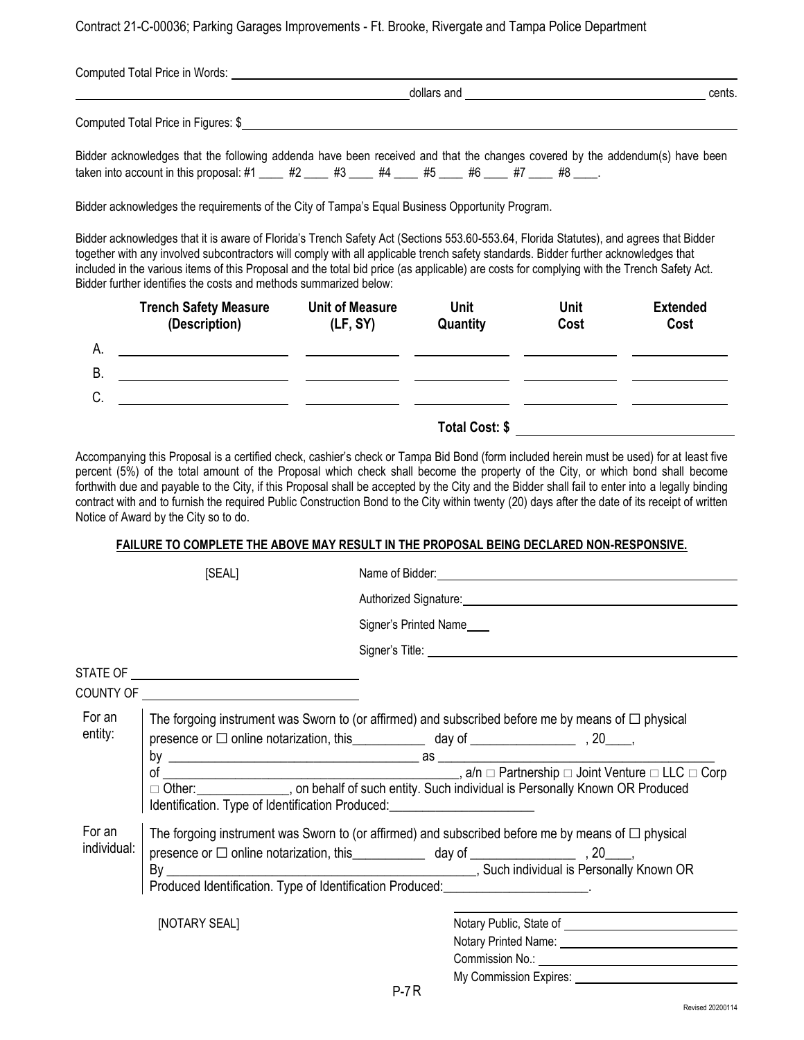Contract 21-C-00036; Parking Garages Improvements - Ft. Brooke, Rivergate and Tampa Police Department

Computed Total Price in Words: ____________________________________________________________

____________________________________________ dollars and ____________________________________ cents.

Computed Total Price in Figures: $____________________________________________________________

Bidder acknowledges that the following addenda have been received and that the changes covered by the addendum(s) have been taken into account in this proposal: #1 ____ #2 ____ #3 ____ #4 ____ #5 ____ #6 ____ #7 ____ #8 ____.

Bidder acknowledges the requirements of the City of Tampa's Equal Business Opportunity Program.

Bidder acknowledges that it is aware of Florida's Trench Safety Act (Sections 553.60-553.64, Florida Statutes), and agrees that Bidder together with any involved subcontractors will comply with all applicable trench safety standards. Bidder further acknowledges that included in the various items of this Proposal and the total bid price (as applicable) are costs for complying with the Trench Safety Act. Bidder further identifies the costs and methods summarized below:

| | Trench Safety Measure (Description) | Unit of Measure (LF, SY) | Unit Quantity | Unit Cost | Extended Cost |
|---|---|---|---|---|---|
| A. | | | | | |
| B. | | | | | |
| C. | | | | | |
| | | | | **Total Cost: $** | |

Accompanying this Proposal is a certified check, cashier's check or Tampa Bid Bond (form included herein must be used) for at least five percent (5%) of the total amount of the Proposal which check shall become the property of the City, or which bond shall become forthwith due and payable to the City, if this Proposal shall be accepted by the City and the Bidder shall fail to enter into a legally binding contract with and to furnish the required Public Construction Bond to the City within twenty (20) days after the date of its receipt of written Notice of Award by the City so to do.

**FAILURE TO COMPLETE THE ABOVE MAY RESULT IN THE PROPOSAL BEING DECLARED NON-RESPONSIVE.**

[SEAL]

Name of Bidder: ____________________________________________

Authorized Signature: ____________________________________________

Signer's Printed Name____

Signer's Title: ____________________________________________

STATE OF ____________________________________

COUNTY OF ____________________________________

For an entity: The forgoing instrument was Sworn to (or affirmed) and subscribed before me by means of ☐ physical presence or ☐ online notarization, this__________ day of _______________ , 20____, by ________________________________ as ________________________________ of ________________________________________, a/n □ Partnership □ Joint Venture □ LLC □ Corp □ Other:_____________, on behalf of such entity. Such individual is Personally Known OR Produced Identification. Type of Identification Produced:_____________________

For an individual: The forgoing instrument was Sworn to (or affirmed) and subscribed before me by means of ☐ physical presence or ☐ online notarization, this__________ day of _______________ , 20____, By ____________________________________________, Such individual is Personally Known OR Produced Identification. Type of Identification Produced:_____________________.

[NOTARY SEAL]

____________________________________________

Notary Public, State of ______________________________

Notary Printed Name: ______________________________

Commission No.: ______________________________

My Commission Expires: ______________________________

P-7R

Revised 20200114